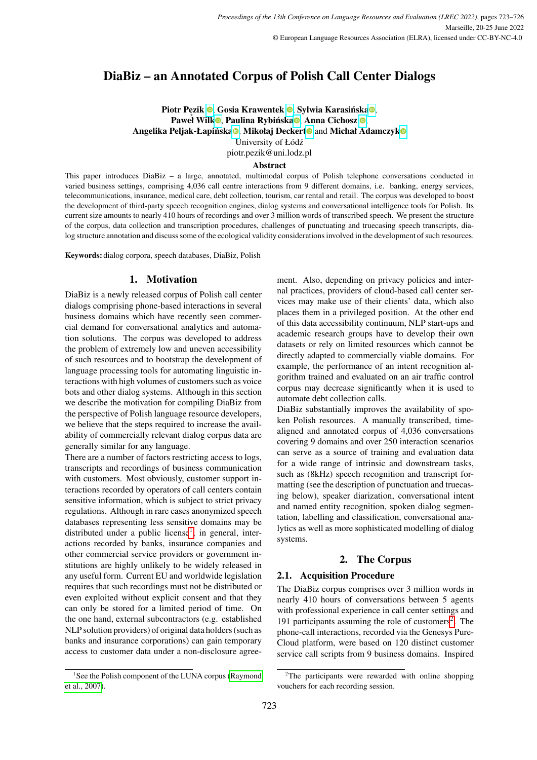# DiaBiz – an Annotated Corpus of Polish Call Center Dialogs

**Piotr Pęzik, Gosia Krawentek, Sylwia Karasińska, Paweł Wilk, Paulina Rybińska, Anna Cichosz, Angelika Peljak-Łapińska, Mikołaj Deckert and Michał Adamczyk**

University of Łódź

piotr.pezik@uni.lodz.pl

## Abstract

This paper introduces DiaBiz – a large, annotated, multimodal corpus of Polish telephone conversations conducted in varied business settings, comprising 4,036 call centre interactions from 9 different domains, i.e. banking, energy services, telecommunications, insurance, medical care, debt collection, tourism, car rental and retail. The corpus was developed to boost the development of third-party speech recognition engines, dialog systems and conversational intelligence tools for Polish. Its current size amounts to nearly 410 hours of recordings and over 3 million words of transcribed speech. We present the structure of the corpus, data collection and transcription procedures, challenges of punctuating and truecasing speech transcripts, dialog structure annotation and discuss some of the ecological validity considerations involved in the development of such resources.

**Keywords:** dialog corpora, speech databases, DiaBiz, Polish

## 1. Motivation

DiaBiz is a newly released corpus of Polish call center dialogs comprising phone-based interactions in several business domains which have recently seen commercial demand for conversational analytics and automation solutions. The corpus was developed to address the problem of extremely low and uneven accessibility of such resources and to bootstrap the development of language processing tools for automating linguistic interactions with high volumes of customers such as voice bots and other dialog systems. Although in this section we describe the motivation for compiling DiaBiz from the perspective of Polish language resource developers, we believe that the steps required to increase the availability of commercially relevant dialog corpus data are generally similar for any language.

There are a number of factors restricting access to logs, transcripts and recordings of business communication with customers. Most obviously, customer support interactions recorded by operators of call centers contain sensitive information, which is subject to strict privacy regulations. Although in rare cases anonymized speech databases representing less sensitive domains may be distributed under a public license[1], in general, interactions recorded by banks, insurance companies and other commercial service providers or government institutions are highly unlikely to be widely released in any useful form. Current EU and worldwide legislation requires that such recordings must not be distributed or even exploited without explicit consent and that they can only be stored for a limited period of time. On the one hand, external subcontractors (e.g. established NLP solution providers) of original data holders (such as banks and insurance corporations) can gain temporary access to customer data under a non-disclosure agreement. Also, depending on privacy policies and internal practices, providers of cloud-based call center services may make use of their clients' data, which also places them in a privileged position. At the other end of this data accessibility continuum, NLP start-ups and academic research groups have to develop their own datasets or rely on limited resources which cannot be directly adapted to commercially viable domains. For example, the performance of an intent recognition algorithm trained and evaluated on an air traffic control corpus may decrease significantly when it is used to automate debt collection calls.

DiaBiz substantially improves the availability of spoken Polish resources. A manually transcribed, time-aligned and annotated corpus of 4,036 conversations covering 9 domains and over 250 interaction scenarios can serve as a source of training and evaluation data for a wide range of intrinsic and downstream tasks, such as (8kHz) speech recognition and transcript formatting (see the description of punctuation and truecasing below), speaker diarization, conversational intent and named entity recognition, spoken dialog segmentation, labelling and classification, conversational analytics as well as more sophisticated modelling of dialog systems.

## 2. The Corpus

### 2.1. Acquisition Procedure

The DiaBiz corpus comprises over 3 million words in nearly 410 hours of conversations between 5 agents with professional experience in call center settings and 191 participants assuming the role of customers[2]. The phone-call interactions, recorded via the Genesys PureCloud platform, were based on 120 distinct customer service call scripts from 9 business domains. Inspired

[1] See the Polish component of the LUNA corpus (Raymond et al., 2007).

[2] The participants were rewarded with online shopping vouchers for each recording session.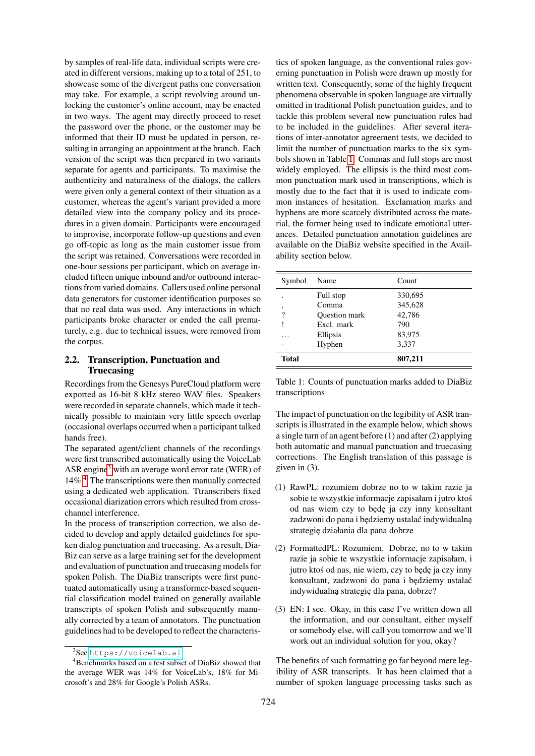by samples of real-life data, individual scripts were created in different versions, making up to a total of 251, to showcase some of the divergent paths one conversation may take. For example, a script revolving around unlocking the customer's online account, may be enacted in two ways. The agent may directly proceed to reset the password over the phone, or the customer may be informed that their ID must be updated in person, resulting in arranging an appointment at the branch. Each version of the script was then prepared in two variants separate for agents and participants. To maximise the authenticity and naturalness of the dialogs, the callers were given only a general context of their situation as a customer, whereas the agent's variant provided a more detailed view into the company policy and its procedures in a given domain. Participants were encouraged to improvise, incorporate follow-up questions and even go off-topic as long as the main customer issue from the script was retained. Conversations were recorded in one-hour sessions per participant, which on average included fifteen unique inbound and/or outbound interactions from varied domains. Callers used online personal data generators for customer identification purposes so that no real data was used. Any interactions in which participants broke character or ended the call prematurely, e.g. due to technical issues, were removed from the corpus.

## 2.2. Transcription, Punctuation and Truecasing

Recordings from the Genesys PureCloud platform were exported as 16-bit 8 kHz stereo WAV files. Speakers were recorded in separate channels, which made it technically possible to maintain very little speech overlap (occasional overlaps occurred when a participant talked hands free).

The separated agent/client channels of the recordings were first transcribed automatically using the VoiceLab ASR engine[3] with an average word error rate (WER) of 14%.[4] The transcriptions were then manually corrected using a dedicated web application. Ttranscribers fixed occasional diarization errors which resulted from cross-channel interference.

In the process of transcription correction, we also decided to develop and apply detailed guidelines for spoken dialog punctuation and truecasing. As a result, DiaBiz can serve as a large training set for the development and evaluation of punctuation and truecasing models for spoken Polish. The DiaBiz transcripts were first punctuated automatically using a transformer-based sequential classification model trained on generally available transcripts of spoken Polish and subsequently manually corrected by a team of annotators. The punctuation guidelines had to be developed to reflect the characteristics of spoken language, as the conventional rules governing punctuation in Polish were drawn up mostly for written text. Consequently, some of the highly frequent phenomena observable in spoken language are virtually omitted in traditional Polish punctuation guides, and to tackle this problem several new punctuation rules had to be included in the guidelines. After several iterations of inter-annotator agreement tests, we decided to limit the number of punctuation marks to the six symbols shown in Table 1. Commas and full stops are most widely employed. The ellipsis is the third most common punctuation mark used in transcriptions, which is mostly due to the fact that it is used to indicate common instances of hesitation. Exclamation marks and hyphens are more scarcely distributed across the material, the former being used to indicate emotional utterances. Detailed punctuation annotation guidelines are available on the DiaBiz website specified in the Availability section below.

| Symbol | Name | Count |
|---|---|---|
| . | Full stop | 330,695 |
| , | Comma | 345,628 |
| ? | Question mark | 42,786 |
| ! | Excl. mark | 790 |
| … | Ellipsis | 83,975 |
| - | Hyphen | 3,337 |
| **Total** | | **807,211** |

Table 1: Counts of punctuation marks added to DiaBiz transcriptions

The impact of punctuation on the legibility of ASR transcripts is illustrated in the example below, which shows a single turn of an agent before (1) and after (2) applying both automatic and manual punctuation and truecasing corrections. The English translation of this passage is given in (3).

(1) RawPL: rozumiem dobrze no to w takim razie ja sobie te wszystkie informacje zapisałam i jutro ktoś od nas wiem czy to będę ja czy inny konsultant zadzwoni do pana i będziemy ustalać indywidualną strategię działania dla pana dobrze

(2) FormattedPL: Rozumiem. Dobrze, no to w takim razie ja sobie te wszystkie informacje zapisałam, i jutro ktoś od nas, nie wiem, czy to będę ja czy inny konsultant, zadzwoni do pana i będziemy ustalać indywidualną strategię dla pana, dobrze?

(3) EN: I see. Okay, in this case I've written down all the information, and our consultant, either myself or somebody else, will call you tomorrow and we'll work out an individual solution for you, okay?

The benefits of such formatting go far beyond mere legibility of ASR transcripts. It has been claimed that a number of spoken language processing tasks such as

[3] See https://voicelab.ai

[4] Benchmarks based on a test subset of DiaBiz showed that the average WER was 14% for VoiceLab's, 18% for Microsoft's and 28% for Google's Polish ASRs.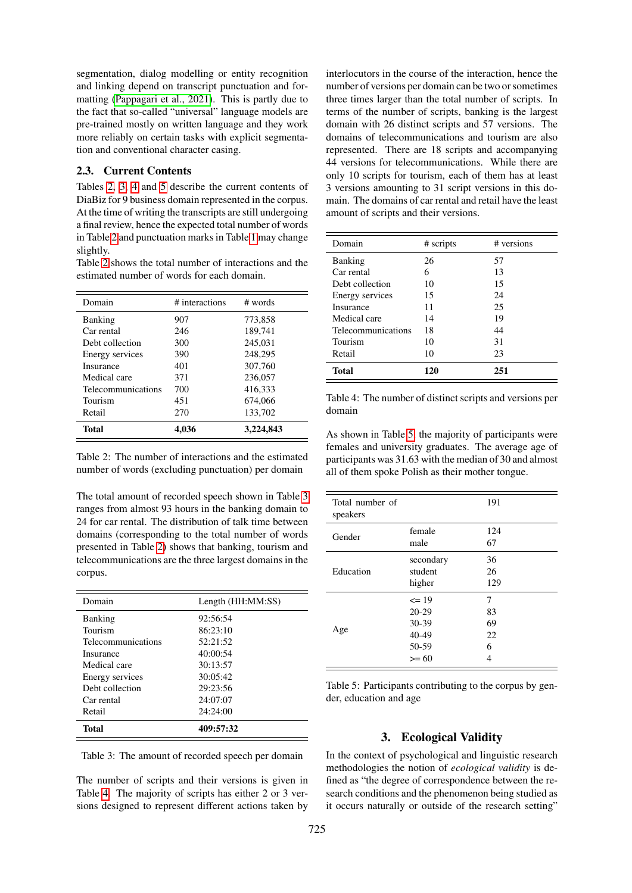segmentation, dialog modelling or entity recognition and linking depend on transcript punctuation and formatting (Pappagari et al., 2021). This is partly due to the fact that so-called "universal" language models are pre-trained mostly on written language and they work more reliably on certain tasks with explicit segmentation and conventional character casing.

### 2.3. Current Contents

Tables 2, 3, 4 and 5 describe the current contents of DiaBiz for 9 business domain represented in the corpus. At the time of writing the transcripts are still undergoing a final review, hence the expected total number of words in Table 2 and punctuation marks in Table 1 may change slightly.

Table 2 shows the total number of interactions and the estimated number of words for each domain.

| Domain | # interactions | # words |
|---|---|---|
| Banking | 907 | 773,858 |
| Car rental | 246 | 189,741 |
| Debt collection | 300 | 245,031 |
| Energy services | 390 | 248,295 |
| Insurance | 401 | 307,760 |
| Medical care | 371 | 236,057 |
| Telecommunications | 700 | 416,333 |
| Tourism | 451 | 674,066 |
| Retail | 270 | 133,702 |
| **Total** | **4,036** | **3,224,843** |

Table 2: The number of interactions and the estimated number of words (excluding punctuation) per domain

The total amount of recorded speech shown in Table 3 ranges from almost 93 hours in the banking domain to 24 for car rental. The distribution of talk time between domains (corresponding to the total number of words presented in Table 2) shows that banking, tourism and telecommunications are the three largest domains in the corpus.

| Domain | Length (HH:MM:SS) |
|---|---|
| Banking | 92:56:54 |
| Tourism | 86:23:10 |
| Telecommunications | 52:21:52 |
| Insurance | 40:00:54 |
| Medical care | 30:13:57 |
| Energy services | 30:05:42 |
| Debt collection | 29:23:56 |
| Car rental | 24:07:07 |
| Retail | 24:24:00 |
| **Total** | **409:57:32** |

Table 3: The amount of recorded speech per domain

The number of scripts and their versions is given in Table 4. The majority of scripts has either 2 or 3 versions designed to represent different actions taken by interlocutors in the course of the interaction, hence the number of versions per domain can be two or sometimes three times larger than the total number of scripts. In terms of the number of scripts, banking is the largest domain with 26 distinct scripts and 57 versions. The domains of telecommunications and tourism are also represented. There are 18 scripts and accompanying 44 versions for telecommunications. While there are only 10 scripts for tourism, each of them has at least 3 versions amounting to 31 script versions in this domain. The domains of car rental and retail have the least amount of scripts and their versions.

| Domain | # scripts | # versions |
|---|---|---|
| Banking | 26 | 57 |
| Car rental | 6 | 13 |
| Debt collection | 10 | 15 |
| Energy services | 15 | 24 |
| Insurance | 11 | 25 |
| Medical care | 14 | 19 |
| Telecommunications | 18 | 44 |
| Tourism | 10 | 31 |
| Retail | 10 | 23 |
| **Total** | **120** | **251** |

Table 4: The number of distinct scripts and versions per domain

As shown in Table 5 the majority of participants were females and university graduates. The average age of participants was 31.63 with the median of 30 and almost all of them spoke Polish as their mother tongue.

| | | |
|---|---|---|
| Total number of speakers | | 191 |
| Gender | female | 124 |
| | male | 67 |
| Education | secondary | 36 |
| | student | 26 |
| | higher | 129 |
| Age | <= 19 | 7 |
| | 20-29 | 83 |
| | 30-39 | 69 |
| | 40-49 | 22 |
| | 50-59 | 6 |
| | >= 60 | 4 |

Table 5: Participants contributing to the corpus by gender, education and age

## 3. Ecological Validity

In the context of psychological and linguistic research methodologies the notion of *ecological validity* is defined as "the degree of correspondence between the research conditions and the phenomenon being studied as it occurs naturally or outside of the research setting"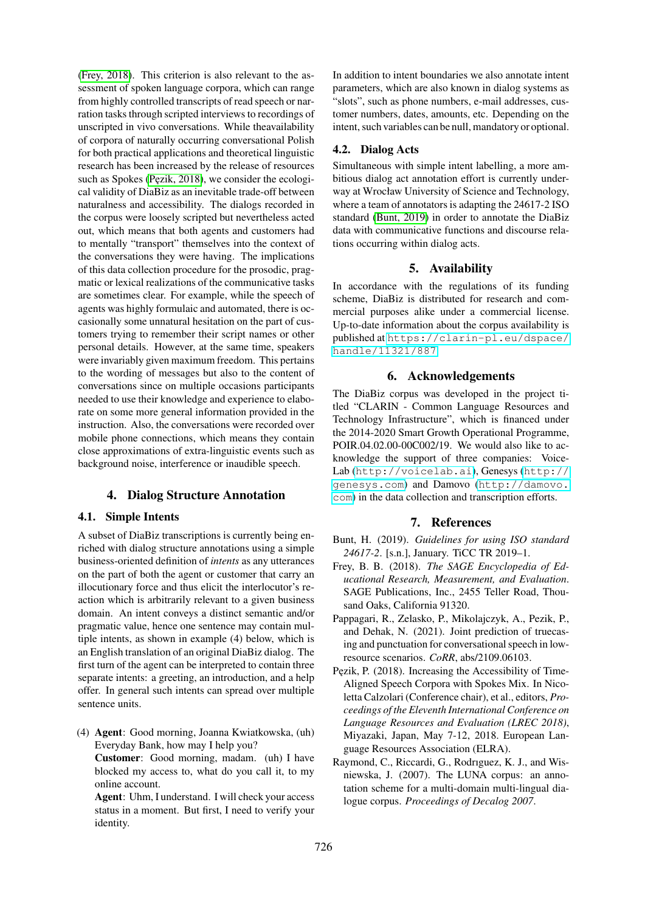(Frey, 2018). This criterion is also relevant to the assessment of spoken language corpora, which can range from highly controlled transcripts of read speech or narration tasks through scripted interviews to recordings of unscripted in vivo conversations. While theavailability of corpora of naturally occurring conversational Polish for both practical applications and theoretical linguistic research has been increased by the release of resources such as Spokes (Pęzik, 2018), we consider the ecological validity of DiaBiz as an inevitable trade-off between naturalness and accessibility. The dialogs recorded in the corpus were loosely scripted but nevertheless acted out, which means that both agents and customers had to mentally "transport" themselves into the context of the conversations they were having. The implications of this data collection procedure for the prosodic, pragmatic or lexical realizations of the communicative tasks are sometimes clear. For example, while the speech of agents was highly formulaic and automated, there is occasionally some unnatural hesitation on the part of customers trying to remember their script names or other personal details. However, at the same time, speakers were invariably given maximum freedom. This pertains to the wording of messages but also to the content of conversations since on multiple occasions participants needed to use their knowledge and experience to elaborate on some more general information provided in the instruction. Also, the conversations were recorded over mobile phone connections, which means they contain close approximations of extra-linguistic events such as background noise, interference or inaudible speech.

# 4. Dialog Structure Annotation

## 4.1. Simple Intents

A subset of DiaBiz transcriptions is currently being enriched with dialog structure annotations using a simple business-oriented definition of *intents* as any utterances on the part of both the agent or customer that carry an illocutionary force and thus elicit the interlocutor's reaction which is arbitrarily relevant to a given business domain. An intent conveys a distinct semantic and/or pragmatic value, hence one sentence may contain multiple intents, as shown in example (4) below, which is an English translation of an original DiaBiz dialog. The first turn of the agent can be interpreted to contain three separate intents: a greeting, an introduction, and a help offer. In general such intents can spread over multiple sentence units.

(4) **Agent**: Good morning, Joanna Kwiatkowska, (uh) Everyday Bank, how may I help you?
**Customer**: Good morning, madam. (uh) I have blocked my access to, what do you call it, to my online account.
**Agent**: Uhm, I understand. I will check your access status in a moment. But first, I need to verify your identity.

In addition to intent boundaries we also annotate intent parameters, which are also known in dialog systems as "slots", such as phone numbers, e-mail addresses, customer numbers, dates, amounts, etc. Depending on the intent, such variables can be null, mandatory or optional.

## 4.2. Dialog Acts

Simultaneous with simple intent labelling, a more ambitious dialog act annotation effort is currently underway at Wrocław University of Science and Technology, where a team of annotators is adapting the 24617-2 ISO standard (Bunt, 2019) in order to annotate the DiaBiz data with communicative functions and discourse relations occurring within dialog acts.

# 5. Availability

In accordance with the regulations of its funding scheme, DiaBiz is distributed for research and commercial purposes alike under a commercial license. Up-to-date information about the corpus availability is published at https://clarin-pl.eu/dspace/handle/11321/887

# 6. Acknowledgements

The DiaBiz corpus was developed in the project titled "CLARIN - Common Language Resources and Technology Infrastructure", which is financed under the 2014-2020 Smart Growth Operational Programme, POIR.04.02.00-00C002/19. We would also like to acknowledge the support of three companies: VoiceLab (http://voicelab.ai), Genesys (http://genesys.com) and Damovo (http://damovo.com) in the data collection and transcription efforts.

# 7. References

Bunt, H. (2019). *Guidelines for using ISO standard 24617-2*. [s.n.], January. TiCC TR 2019–1.

Frey, B. B. (2018). *The SAGE Encyclopedia of Educational Research, Measurement, and Evaluation*. SAGE Publications, Inc., 2455 Teller Road, Thousand Oaks, California 91320.

Pappagari, R., Zelasko, P., Mikolajczyk, A., Pezik, P., and Dehak, N. (2021). Joint prediction of truecasing and punctuation for conversational speech in low-resource scenarios. *CoRR*, abs/2109.06103.

Pęzik, P. (2018). Increasing the Accessibility of Time-Aligned Speech Corpora with Spokes Mix. In Nicoletta Calzolari (Conference chair), et al., editors, *Proceedings of the Eleventh International Conference on Language Resources and Evaluation (LREC 2018)*, Miyazaki, Japan, May 7-12, 2018. European Language Resources Association (ELRA).

Raymond, C., Riccardi, G., Rodrıguez, K. J., and Wisniewska, J. (2007). The LUNA corpus: an annotation scheme for a multi-domain multi-lingual dialogue corpus. *Proceedings of Decalog 2007*.